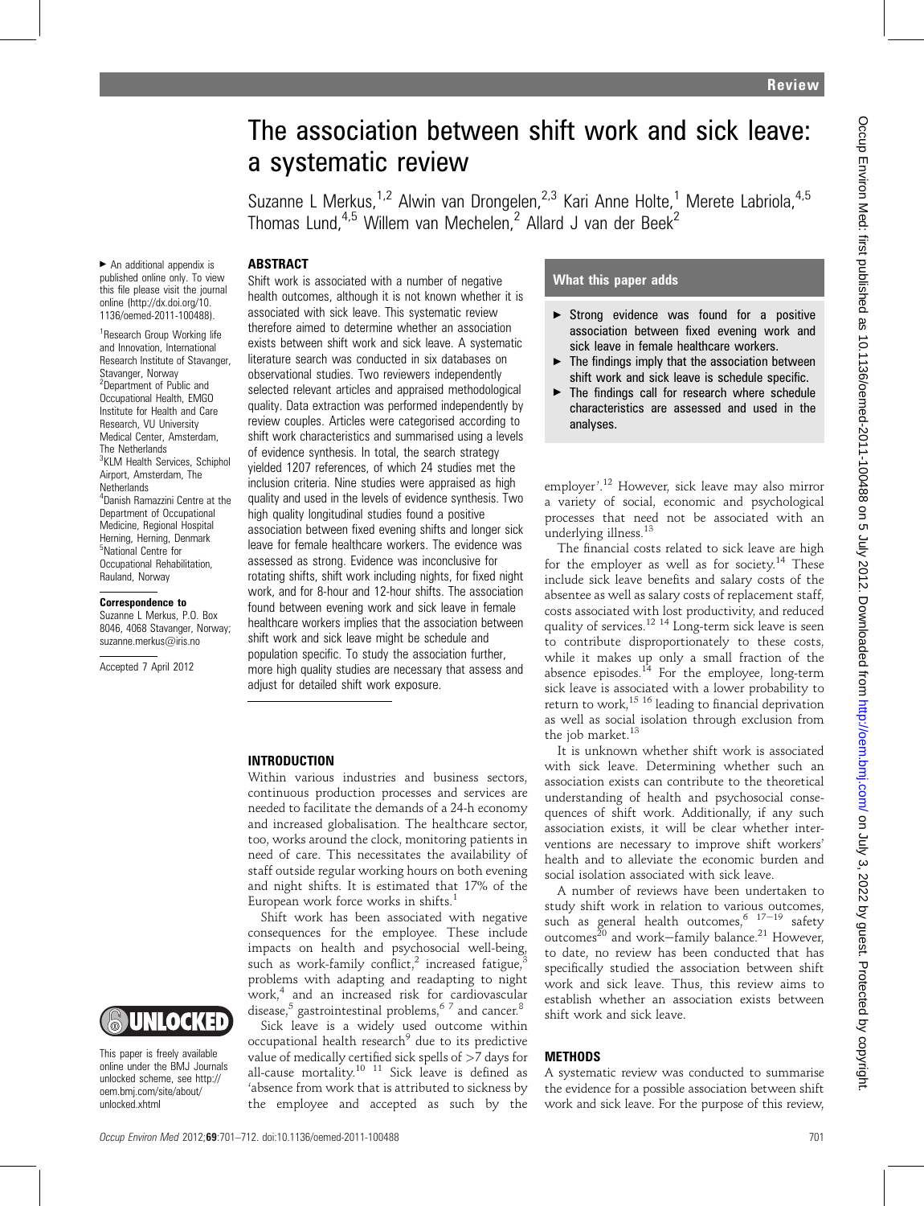Review

# The association between shift work and sick leave: a systematic review

Suzanne L Merkus,[1,2] Alwin van Drongelen,[2,3] Kari Anne Holte,[1] Merete Labriola,[4,5] Thomas Lund,[4,5] Willem van Mechelen,[2] Allard J van der Beek[2]

- An additional appendix is published online only. To view this file please visit the journal online (http://dx.doi.org/10.1136/oemed-2011-100488).

[1]Research Group Working life and Innovation, International Research Institute of Stavanger, Stavanger, Norway
[2]Department of Public and Occupational Health, EMGO Institute for Health and Care Research, VU University Medical Center, Amsterdam, The Netherlands
[3]KLM Health Services, Schiphol Airport, Amsterdam, The Netherlands
[4]Danish Ramazzini Centre at the Department of Occupational Medicine, Regional Hospital Herning, Herning, Denmark
[5]National Centre for Occupational Rehabilitation, Rauland, Norway

**Correspondence to**
Suzanne L Merkus, P.O. Box 8046, 4068 Stavanger, Norway; suzanne.merkus@iris.no

Accepted 7 April 2012

This paper is freely available online under the BMJ Journals unlocked scheme, see http://oem.bmj.com/site/about/unlocked.xhtml

## ABSTRACT

Shift work is associated with a number of negative health outcomes, although it is not known whether it is associated with sick leave. This systematic review therefore aimed to determine whether an association exists between shift work and sick leave. A systematic literature search was conducted in six databases on observational studies. Two reviewers independently selected relevant articles and appraised methodological quality. Data extraction was performed independently by review couples. Articles were categorised according to shift work characteristics and summarised using a levels of evidence synthesis. In total, the search strategy yielded 1207 references, of which 24 studies met the inclusion criteria. Nine studies were appraised as high quality and used in the levels of evidence synthesis. Two high quality longitudinal studies found a positive association between fixed evening shifts and longer sick leave for female healthcare workers. The evidence was assessed as strong. Evidence was inconclusive for rotating shifts, shift work including nights, for fixed night work, and for 8-hour and 12-hour shifts. The association found between evening work and sick leave in female healthcare workers implies that the association between shift work and sick leave might be schedule and population specific. To study the association further, more high quality studies are necessary that assess and adjust for detailed shift work exposure.

### What this paper adds

- Strong evidence was found for a positive association between fixed evening work and sick leave in female healthcare workers.
- The findings imply that the association between shift work and sick leave is schedule specific.
- The findings call for research where schedule characteristics are assessed and used in the analyses.

## INTRODUCTION

Within various industries and business sectors, continuous production processes and services are needed to facilitate the demands of a 24-h economy and increased globalisation. The healthcare sector, too, works around the clock, monitoring patients in need of care. This necessitates the availability of staff outside regular working hours on both evening and night shifts. It is estimated that 17% of the European work force works in shifts.[1]

Shift work has been associated with negative consequences for the employee. These include impacts on health and psychosocial well-being, such as work-family conflict,[2] increased fatigue,[3] problems with adapting and readapting to night work,[4] and an increased risk for cardiovascular disease,[5] gastrointestinal problems,[6 7] and cancer.[8]

Sick leave is a widely used outcome within occupational health research[9] due to its predictive value of medically certified sick spells of >7 days for all-cause mortality.[10 11] Sick leave is defined as 'absence from work that is attributed to sickness by the employee and accepted as such by the employer'.[12] However, sick leave may also mirror a variety of social, economic and psychological processes that need not be associated with an underlying illness.[13]

The financial costs related to sick leave are high for the employer as well as for society.[14] These include sick leave benefits and salary costs of the absentee as well as salary costs of replacement staff, costs associated with lost productivity, and reduced quality of services.[12 14] Long-term sick leave is seen to contribute disproportionately to these costs, while it makes up only a small fraction of the absence episodes.[14] For the employee, long-term sick leave is associated with a lower probability to return to work,[15 16] leading to financial deprivation as well as social isolation through exclusion from the job market.[13]

It is unknown whether shift work is associated with sick leave. Determining whether such an association exists can contribute to the theoretical understanding of health and psychosocial consequences of shift work. Additionally, if any such association exists, it will be clear whether interventions are necessary to improve shift workers' health and to alleviate the economic burden and social isolation associated with sick leave.

A number of reviews have been undertaken to study shift work in relation to various outcomes, such as general health outcomes,[6 17–19] safety outcomes[20] and work–family balance.[21] However, to date, no review has been conducted that has specifically studied the association between shift work and sick leave. Thus, this review aims to establish whether an association exists between shift work and sick leave.

## METHODS

A systematic review was conducted to summarise the evidence for a possible association between shift work and sick leave. For the purpose of this review,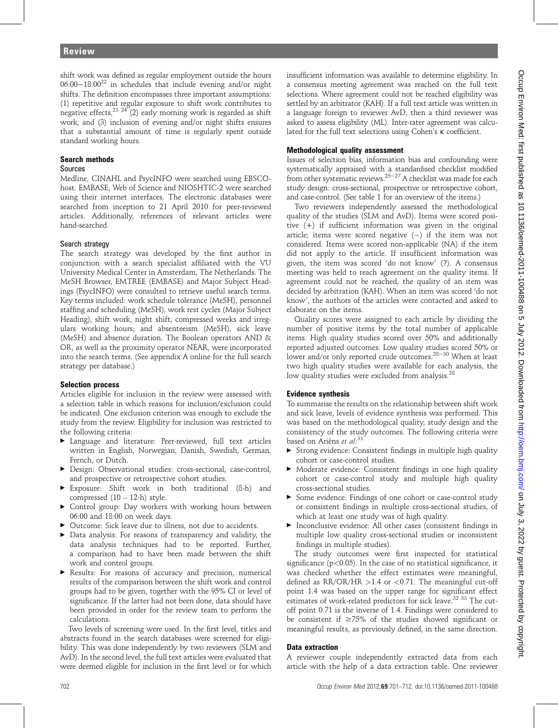shift work was defined as regular employment outside the hours 06:00–18:00[22] in schedules that include evening and/or night shifts. The definition encompasses three important assumptions: (1) repetitive and regular exposure to shift work contributes to negative effects,[23 24] (2) early morning work is regarded as shift work, and (3) inclusion of evening and/or night shifts ensures that a substantial amount of time is regularly spent outside standard working hours.

## Search methods

### Sources

Medline, CINAHL and PsycINFO were searched using EBSCO-host. EMBASE, Web of Science and NIOSHTIC-2 were searched using their internet interfaces. The electronic databases were searched from inception to 21 April 2010 for peer-reviewed articles. Additionally, references of relevant articles were hand-searched.

### Search strategy

The search strategy was developed by the first author in conjunction with a search specialist affiliated with the VU University Medical Center in Amsterdam, The Netherlands. The MeSH Browser, EMTREE (EMBASE) and Major Subject Headings (PsycINFO) were consulted to retrieve useful search terms. Key terms included: work schedule tolerance (MeSH), personnel staffing and scheduling (MeSH), work rest cycles (Major Subject Heading), shift work, night shift, compressed weeks and irregulars working hours; and absenteeism (MeSH), sick leave (MeSH) and absence duration. The Boolean operators AND & OR, as well as the proximity operator NEAR, were incorporated into the search terms. (See appendix A online for the full search strategy per database.)

## Selection process

Articles eligible for inclusion in the review were assessed with a selection table in which reasons for inclusion/exclusion could be indicated. One exclusion criterion was enough to exclude the study from the review. Eligibility for inclusion was restricted to the following criteria:

- Language and literature: Peer-reviewed, full text articles written in English, Norwegian, Danish, Swedish, German, French, or Dutch.
- Design: Observational studies: cross-sectional, case-control, and prospective or retrospective cohort studies.
- Exposure: Shift work in both traditional (8-h) and compressed (10 – 12-h) style.
- Control group: Day workers with working hours between 06:00 and 18:00 on week days.
- Outcome: Sick leave due to illness, not due to accidents.
- Data analysis: For reasons of transparency and validity, the data analysis techniques had to be reported. Further, a comparison had to have been made between the shift work and control groups.
- Results: For reasons of accuracy and precision, numerical results of the comparison between the shift work and control groups had to be given, together with the 95% CI or level of significance. If the latter had not been done, data should have been provided in order for the review team to perform the calculations.

Two levels of screening were used. In the first level, titles and abstracts found in the search databases were screened for eligibility. This was done independently by two reviewers (SLM and AvD). In the second level, the full text articles were evaluated that were deemed eligible for inclusion in the first level or for which insufficient information was available to determine eligibility. In a consensus meeting agreement was reached on the full text selections. Where agreement could not be reached eligibility was settled by an arbitrator (KAH). If a full text article was written in a language foreign to reviewer AvD, then a third reviewer was asked to assess eligibility (ML). Inter-rater agreement was calculated for the full text selections using Cohen's κ coefficient.

## Methodological quality assessment

Issues of selection bias, information bias and confounding were systematically appraised with a standardised checklist modified from other systematic reviews.[25–27] A checklist was made for each study design: cross-sectional, prospective or retrospective cohort, and case-control. (See table 1 for an overview of the items.)

Two reviewers independently assessed the methodological quality of the studies (SLM and AvD). Items were scored positive (+) if sufficient information was given in the original article; items were scored negative (−) if the item was not considered. Items were scored non-applicable (NA) if the item did not apply to the article. If insufficient information was given, the item was scored 'do not know' (?). A consensus meeting was held to reach agreement on the quality items. If agreement could not be reached, the quality of an item was decided by arbitration (KAH). When an item was scored 'do not know', the authors of the articles were contacted and asked to elaborate on the items.

Quality scores were assigned to each article by dividing the number of positive items by the total number of applicable items. High quality studies scored over 50% and additionally reported adjusted outcomes. Low quality studies scored 50% or lower and/or only reported crude outcomes.[28–30] When at least two high quality studies were available for each analysis, the low quality studies were excluded from analysis.[28]

## Evidence synthesis

To summarise the results on the relationship between shift work and sick leave, levels of evidence synthesis was performed. This was based on the methodological quality, study design and the consistency of the study outcomes. The following criteria were based on Ariëns *et al*:[31]

- Strong evidence: Consistent findings in multiple high quality cohort or case-control studies.
- Moderate evidence: Consistent findings in one high quality cohort or case-control study and multiple high quality cross-sectional studies.
- Some evidence: Findings of one cohort or case-control study or consistent findings in multiple cross-sectional studies, of which at least one study was of high quality.
- Inconclusive evidence: All other cases (consistent findings in multiple low quality cross-sectional studies or inconsistent findings in multiple studies).

The study outcomes were first inspected for statistical significance ($p<0.05$). In the case of no statistical significance, it was checked whether the effect estimates were meaningful, defined as RR/OR/HR >1.4 or <0.71. The meaningful cut-off point 1.4 was based on the upper range for significant effect estimates of work-related predictors for sick leave.[32 33] The cut-off point 0.71 is the inverse of 1.4. Findings were considered to be consistent if ≥75% of the studies showed significant or meaningful results, as previously defined, in the same direction.

## Data extraction

A reviewer couple independently extracted data from each article with the help of a data extraction table. One reviewer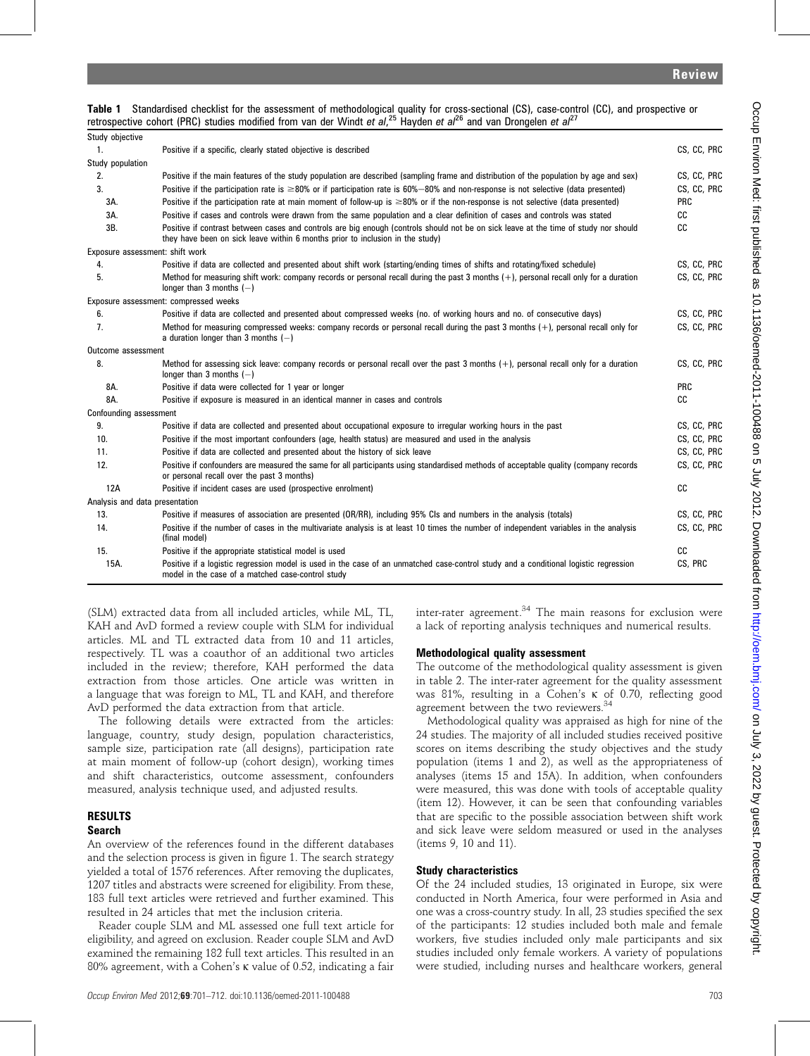**Table 1** Standardised checklist for the assessment of methodological quality for cross-sectional (CS), case-control (CC), and prospective or retrospective cohort (PRC) studies modified from van der Windt *et al*,[25] Hayden *et al*[26] and van Drongelen *et al*[27]

| | | |
|---|---|---|
| **Study objective** | | |
| 1. | Positive if a specific, clearly stated objective is described | CS, CC, PRC |
| **Study population** | | |
| 2. | Positive if the main features of the study population are described (sampling frame and distribution of the population by age and sex) | CS, CC, PRC |
| 3. | Positive if the participation rate is ≥80% or if participation rate is 60%–80% and non-response is not selective (data presented) | CS, CC, PRC |
| 3A. | Positive if the participation rate at main moment of follow-up is ≥80% or if the non-response is not selective (data presented) | PRC |
| 3A. | Positive if cases and controls were drawn from the same population and a clear definition of cases and controls was stated | CC |
| 3B. | Positive if contrast between cases and controls are big enough (controls should not be on sick leave at the time of study nor should they have been on sick leave within 6 months prior to inclusion in the study) | CC |
| **Exposure assessment: shift work** | | |
| 4. | Positive if data are collected and presented about shift work (starting/ending times of shifts and rotating/fixed schedule) | CS, CC, PRC |
| 5. | Method for measuring shift work: company records or personal recall during the past 3 months (+), personal recall only for a duration longer than 3 months (−) | CS, CC, PRC |
| **Exposure assessment: compressed weeks** | | |
| 6. | Positive if data are collected and presented about compressed weeks (no. of working hours and no. of consecutive days) | CS, CC, PRC |
| 7. | Method for measuring compressed weeks: company records or personal recall during the past 3 months (+), personal recall only for a duration longer than 3 months (−) | CS, CC, PRC |
| **Outcome assessment** | | |
| 8. | Method for assessing sick leave: company records or personal recall over the past 3 months (+), personal recall only for a duration longer than 3 months (−) | CS, CC, PRC |
| 8A. | Positive if data were collected for 1 year or longer | PRC |
| 8A. | Positive if exposure is measured in an identical manner in cases and controls | CC |
| **Confounding assessment** | | |
| 9. | Positive if data are collected and presented about occupational exposure to irregular working hours in the past | CS, CC, PRC |
| 10. | Positive if the most important confounders (age, health status) are measured and used in the analysis | CS, CC, PRC |
| 11. | Positive if data are collected and presented about the history of sick leave | CS, CC, PRC |
| 12. | Positive if confounders are measured the same for all participants using standardised methods of acceptable quality (company records or personal recall over the past 3 months) | CS, CC, PRC |
| 12A | Positive if incident cases are used (prospective enrolment) | CC |
| **Analysis and data presentation** | | |
| 13. | Positive if measures of association are presented (OR/RR), including 95% CIs and numbers in the analysis (totals) | CS, CC, PRC |
| 14. | Positive if the number of cases in the multivariate analysis is at least 10 times the number of independent variables in the analysis (final model) | CS, CC, PRC |
| 15. | Positive if the appropriate statistical model is used | CC |
| 15A. | Positive if a logistic regression model is used in the case of an unmatched case-control study and a conditional logistic regression model in the case of a matched case-control study | CS, PRC |

(SLM) extracted data from all included articles, while ML, TL, KAH and AvD formed a review couple with SLM for individual articles. ML and TL extracted data from 10 and 11 articles, respectively. TL was a coauthor of an additional two articles included in the review; therefore, KAH performed the data extraction from those articles. One article was written in a language that was foreign to ML, TL and KAH, and therefore AvD performed the data extraction from that article.

The following details were extracted from the articles: language, country, study design, population characteristics, sample size, participation rate (all designs), participation rate at main moment of follow-up (cohort design), working times and shift characteristics, outcome assessment, confounders measured, analysis technique used, and adjusted results.

## RESULTS

### Search

An overview of the references found in the different databases and the selection process is given in figure 1. The search strategy yielded a total of 1576 references. After removing the duplicates, 1207 titles and abstracts were screened for eligibility. From these, 183 full text articles were retrieved and further examined. This resulted in 24 articles that met the inclusion criteria.

Reader couple SLM and ML assessed one full text article for eligibility, and agreed on exclusion. Reader couple SLM and AvD examined the remaining 182 full text articles. This resulted in an 80% agreement, with a Cohen's κ value of 0.52, indicating a fair inter-rater agreement.[34] The main reasons for exclusion were a lack of reporting analysis techniques and numerical results.

### Methodological quality assessment

The outcome of the methodological quality assessment is given in table 2. The inter-rater agreement for the quality assessment was 81%, resulting in a Cohen's κ of 0.70, reflecting good agreement between the two reviewers.[34]

Methodological quality was appraised as high for nine of the 24 studies. The majority of all included studies received positive scores on items describing the study objectives and the study population (items 1 and 2), as well as the appropriateness of analyses (items 15 and 15A). In addition, when confounders were measured, this was done with tools of acceptable quality (item 12). However, it can be seen that confounding variables that are specific to the possible association between shift work and sick leave were seldom measured or used in the analyses (items 9, 10 and 11).

### Study characteristics

Of the 24 included studies, 13 originated in Europe, six were conducted in North America, four were performed in Asia and one was a cross-country study. In all, 23 studies specified the sex of the participants: 12 studies included both male and female workers, five studies included only male participants and six studies included only female workers. A variety of populations were studied, including nurses and healthcare workers, general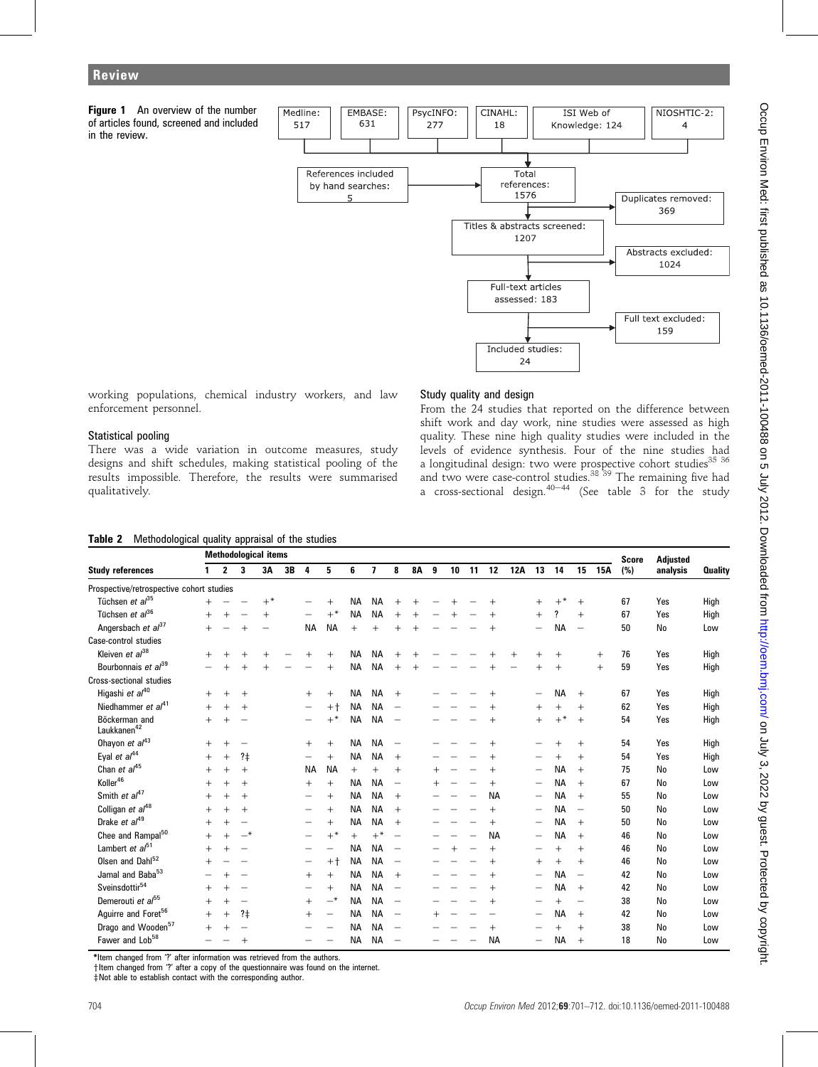**Figure 1** An overview of the number of articles found, screened and included in the review.

- Medline: 517
- EMBASE: 631
- PsycINFO: 277
- CINAHL: 18
- ISI Web of Knowledge: 124
- NIOSHTIC-2: 4
- References included by hand searches: 5
- Total references: 1576
- Duplicates removed: 369
- Titles & abstracts screened: 1207
- Abstracts excluded: 1024
- Full-text articles assessed: 183
- Full text excluded: 159
- Included studies: 24

working populations, chemical industry workers, and law enforcement personnel.

### Statistical pooling

There was a wide variation in outcome measures, study designs and shift schedules, making statistical pooling of the results impossible. Therefore, the results were summarised qualitatively.

### Study quality and design

From the 24 studies that reported on the difference between shift work and day work, nine studies were assessed as high quality. These nine high quality studies were included in the levels of evidence synthesis. Four of the nine studies had a longitudinal design: two were prospective cohort studies[35] [36] and two were case-control studies.[38] [39] The remaining five had a cross-sectional design.[40–44] (See table 3 for the study

**Table 2** Methodological quality appraisal of the studies

| Study references | Methodological items | | | | | | | | | | | | | | | | | | | | Score (%) | Adjusted analysis | Quality |
|---|---|---|---|---|---|---|---|---|---|---|---|---|---|---|---|---|---|---|---|---|---|---|---|
| | 1 | 2 | 3 | 3A | 3B | 4 | 5 | 6 | 7 | 8 | 8A | 9 | 10 | 11 | 12 | 12A | 13 | 14 | 15 | 15A | | | |
| Prospective/retrospective cohort studies | | | | | | | | | | | | | | | | | | | | | | | |
| Tüchsen *et al*[35] | + | – | – | +* | | – | + | NA | NA | + | + | – | + | – | + | | + | +* | + | | 67 | Yes | High |
| Tüchsen *et al*[36] | + | + | – | + | | – | +* | NA | NA | + | + | – | + | – | + | | + | ? | + | | 67 | Yes | High |
| Angersbach *et al*[37] | + | – | + | – | | NA | NA | + | + | + | + | – | – | – | + | | – | NA | – | | 50 | No | Low |
| Case-control studies | | | | | | | | | | | | | | | | | | | | | | | |
| Kleiven *et al*[38] | + | + | + | + | – | + | + | NA | NA | + | + | – | – | – | + | + | + | + | | + | 76 | Yes | High |
| Bourbonnais *et al*[39] | – | + | + | + | – | – | + | NA | NA | + | + | – | – | – | + | – | + | + | | + | 59 | Yes | High |
| Cross-sectional studies | | | | | | | | | | | | | | | | | | | | | | | |
| Higashi *et al*[40] | + | + | + | | | + | + | NA | NA | + | | – | – | – | + | | – | NA | + | | 67 | Yes | High |
| Niedhammer *et al*[41] | + | + | + | | | – | +† | NA | NA | – | | – | – | – | + | | + | + | + | | 62 | Yes | High |
| Böckerman and Laukkanen[42] | + | + | – | | | – | +* | NA | NA | – | | – | – | – | + | | + | +* | + | | 54 | Yes | High |
| Ohayon *et al*[43] | + | + | – | | | + | + | NA | NA | – | | – | – | – | + | | – | + | + | | 54 | Yes | High |
| Eyal *et al*[44] | + | + | ?‡ | | | – | + | NA | NA | + | | – | – | – | + | | – | + | + | | 54 | Yes | High |
| Chan *et al*[45] | + | + | + | | | NA | NA | + | + | + | | + | – | – | + | | – | NA | + | | 75 | No | Low |
| Koller[46] | + | + | + | | | + | + | NA | NA | + | | + | – | – | + | | – | NA | + | | 67 | No | Low |
| Smith *et al*[47] | + | + | + | | | – | + | NA | NA | + | | – | – | – | NA | | – | NA | + | | 55 | No | Low |
| Colligan *et al*[48] | + | + | + | | | – | + | NA | NA | + | | – | – | – | + | | – | NA | – | | 50 | No | Low |
| Drake *et al*[49] | + | + | – | | | – | + | NA | NA | + | | – | – | – | + | | – | NA | + | | 50 | No | Low |
| Chee and Rampal[50] | + | + | –* | | | – | +* | NA | +* | – | | – | – | – | NA | | – | NA | + | | 46 | No | Low |
| Lambert *et al*[51] | + | + | – | | | – | – | NA | NA | – | | – | + | – | + | | – | + | + | | 46 | No | Low |
| Olsen and Dahl[52] | + | – | – | | | – | +† | NA | NA | – | | – | – | – | + | | + | + | + | | 46 | No | Low |
| Jamal and Baba[53] | – | + | – | | | + | + | NA | NA | + | | – | – | – | + | | – | NA | – | | 42 | No | Low |
| Sveinsdottir[54] | + | + | – | | | – | + | NA | NA | – | | – | – | – | + | | – | NA | + | | 42 | No | Low |
| Demerouti *et al*[55] | + | + | – | | | + | –* | NA | NA | – | | – | – | – | + | | – | + | – | | 38 | No | Low |
| Aguirre and Foret[56] | + | + | ?‡ | | | + | – | NA | NA | – | | + | – | – | – | | – | NA | + | | 42 | No | Low |
| Drago and Wooden[57] | + | + | – | | | – | – | NA | NA | – | | – | – | – | + | | – | + | + | | 38 | No | Low |
| Fawer and Lob[58] | – | – | + | | | – | – | NA | NA | – | | – | – | – | NA | | – | NA | + | | 18 | No | Low |

*Item changed from '?' after information was retrieved from the authors.
†Item changed from '?' after a copy of the questionnaire was found on the internet.
‡Not able to establish contact with the corresponding author.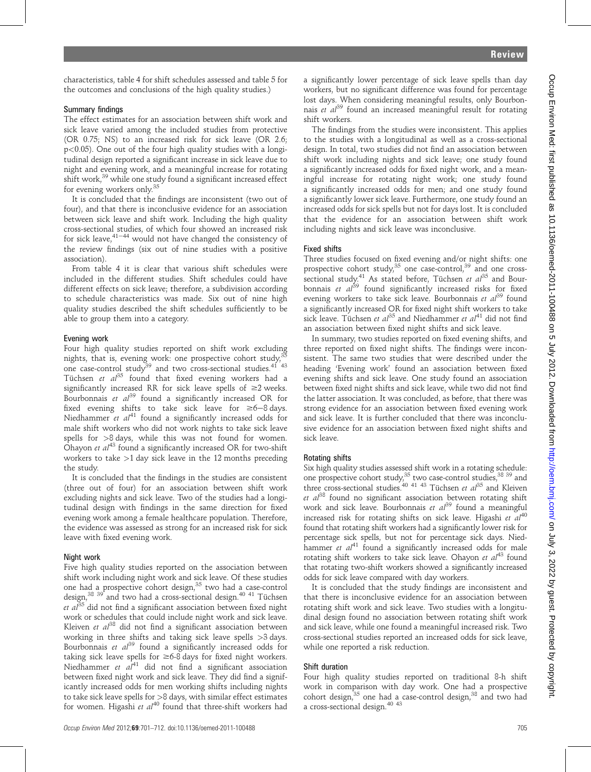characteristics, table 4 for shift schedules assessed and table 5 for the outcomes and conclusions of the high quality studies.)

### Summary findings

The effect estimates for an association between shift work and sick leave varied among the included studies from protective (OR 0.75; NS) to an increased risk for sick leave (OR 2.6; $p<0.05$). One out of the four high quality studies with a longitudinal design reported a significant increase in sick leave due to night and evening work, and a meaningful increase for rotating shift work,[39] while one study found a significant increased effect for evening workers only.[35]

It is concluded that the findings are inconsistent (two out of four), and that there is inconclusive evidence for an association between sick leave and shift work. Including the high quality cross-sectional studies, of which four showed an increased risk for sick leave,[41–44] would not have changed the consistency of the review findings (six out of nine studies with a positive association).

From table 4 it is clear that various shift schedules were included in the different studies. Shift schedules could have different effects on sick leave; therefore, a subdivision according to schedule characteristics was made. Six out of nine high quality studies described the shift schedules sufficiently to be able to group them into a category.

### Evening work

Four high quality studies reported on shift work excluding nights, that is, evening work: one prospective cohort study,[35] one case-control study[39] and two cross-sectional studies.[41 43] Tüchsen *et al*[35] found that fixed evening workers had a significantly increased RR for sick leave spells of ≥2 weeks. Bourbonnais *et al*[39] found a significantly increased OR for fixed evening shifts to take sick leave for ≥6–8 days. Niedhammer *et al*[41] found a significantly increased odds for male shift workers who did not work nights to take sick leave spells for >8 days, while this was not found for women. Ohayon *et al*[43] found a significantly increased OR for two-shift workers to take >1 day sick leave in the 12 months preceding the study.

It is concluded that the findings in the studies are consistent (three out of four) for an association between shift work excluding nights and sick leave. Two of the studies had a longitudinal design with findings in the same direction for fixed evening work among a female healthcare population. Therefore, the evidence was assessed as strong for an increased risk for sick leave with fixed evening work.

### Night work

Five high quality studies reported on the association between shift work including night work and sick leave. Of these studies one had a prospective cohort design,[35] two had a case-control design,[38 39] and two had a cross-sectional design.[40 41] Tüchsen *et al*[35] did not find a significant association between fixed night work or schedules that could include night work and sick leave. Kleiven *et al*[38] did not find a significant association between working in three shifts and taking sick leave spells >3 days. Bourbonnais *et al*[39] found a significantly increased odds for taking sick leave spells for ≥6-8 days for fixed night workers. Niedhammer *et al*[41] did not find a significant association between fixed night work and sick leave. They did find a significantly increased odds for men working shifts including nights to take sick leave spells for >8 days, with similar effect estimates for women. Higashi *et al*[40] found that three-shift workers had a significantly lower percentage of sick leave spells than day workers, but no significant difference was found for percentage lost days. When considering meaningful results, only Bourbonnais *et al*[39] found an increased meaningful result for rotating shift workers.

The findings from the studies were inconsistent. This applies to the studies with a longitudinal as well as a cross-sectional design. In total, two studies did not find an association between shift work including nights and sick leave; one study found a significantly increased odds for fixed night work, and a meaningful increase for rotating night work; one study found a significantly increased odds for men; and one study found a significantly lower sick leave. Furthermore, one study found an increased odds for sick spells but not for days lost. It is concluded that the evidence for an association between shift work including nights and sick leave was inconclusive.

### Fixed shifts

Three studies focused on fixed evening and/or night shifts: one prospective cohort study,[35] one case-control,[39] and one cross-sectional study.[41] As stated before, Tüchsen *et al*[35] and Bourbonnais *et al*[39] found significantly increased risks for fixed evening workers to take sick leave. Bourbonnais *et al*[39] found a significantly increased OR for fixed night shift workers to take sick leave. Tüchsen *et al*[35] and Niedhammer *et al*[41] did not find an association between fixed night shifts and sick leave.

In summary, two studies reported on fixed evening shifts, and three reported on fixed night shifts. The findings were inconsistent. The same two studies that were described under the heading 'Evening work' found an association between fixed evening shifts and sick leave. One study found an association between fixed night shifts and sick leave, while two did not find the latter association. It was concluded, as before, that there was strong evidence for an association between fixed evening work and sick leave. It is further concluded that there was inconclusive evidence for an association between fixed night shifts and sick leave.

### Rotating shifts

Six high quality studies assessed shift work in a rotating schedule: one prospective cohort study,[35] two case-control studies,[38 39] and three cross-sectional studies.[40 41 43] Tüchsen *et al*[35] and Kleiven *et al*[38] found no significant association between rotating shift work and sick leave. Bourbonnais *et al*[39] found a meaningful increased risk for rotating shifts on sick leave. Higashi *et al*[40] found that rotating shift workers had a significantly lower risk for percentage sick spells, but not for percentage sick days. Niedhammer *et al*[41] found a significantly increased odds for male rotating shift workers to take sick leave. Ohayon *et al*[43] found that rotating two-shift workers showed a significantly increased odds for sick leave compared with day workers.

It is concluded that the study findings are inconsistent and that there is inconclusive evidence for an association between rotating shift work and sick leave. Two studies with a longitudinal design found no association between rotating shift work and sick leave, while one found a meaningful increased risk. Two cross-sectional studies reported an increased odds for sick leave, while one reported a risk reduction.

### Shift duration

Four high quality studies reported on traditional 8-h shift work in comparison with day work. One had a prospective cohort design,[35] one had a case-control design,[38] and two had a cross-sectional design.[40 43]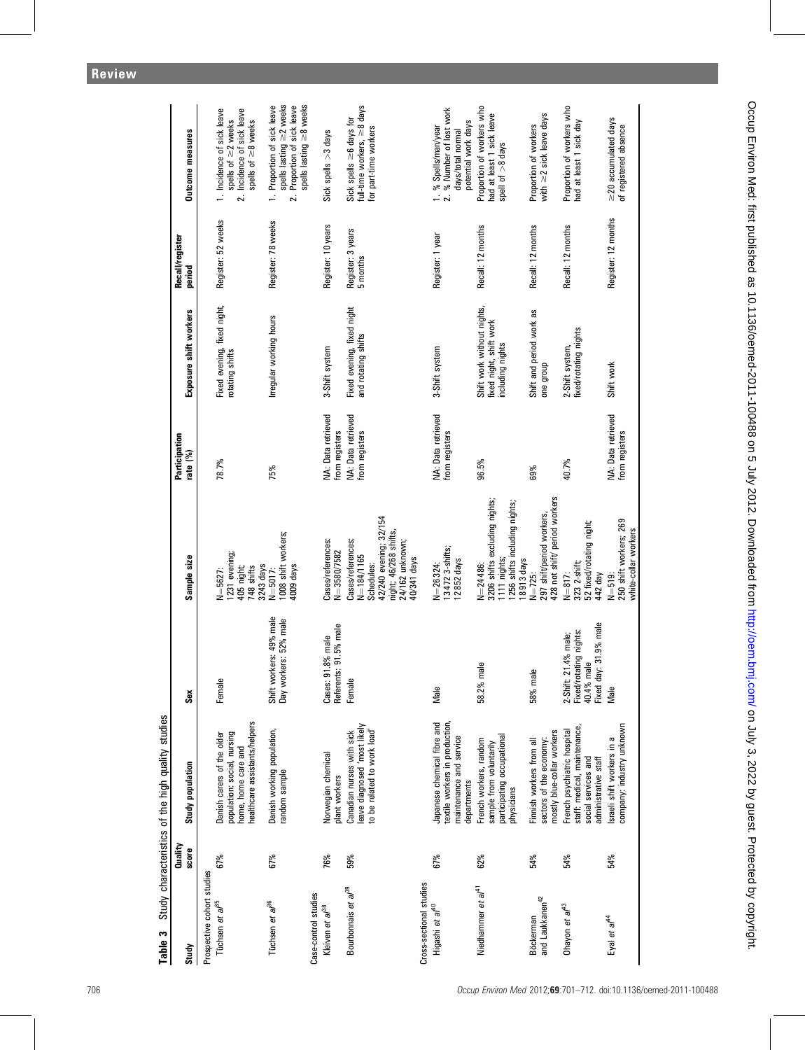**Table 3** Study characteristics of the high quality studies

| Study | Quality score | Study population | Sex | Sample size | Participation rate (%) | Exposure shift workers | Recall/register period | Outcome measures |
|---|---|---|---|---|---|---|---|---|
| Prospective cohort studies | | | | | | | | |
| Tüchsen *et al*[35] | 67% | Danish carers of the older population: social, nursing home, home care and healthcare assistants/helpers | Female | N=5627: 1231 evening; 405 night; 748 shifts 3243 days | 78.7% | Fixed evening, fixed night, rotating shifts | Register: 52 weeks | 1. Incidence of sick leave spells of ≥2 weeks 2. Incidence of sick leave spells of ≥8 weeks |
| Tüchsen *et al*[36] | 67% | Danish working population, random sample | Shift workers: 49% male Day workers: 52% male | N=5017: 1008 shift workers; 4009 days | 75% | Irregular working hours | Register: 78 weeks | 1. Proportion of sick leave spells lasting ≥2 weeks 2. Proportion of sick leave spells lasting ≥8 weeks |
| Case-control studies | | | | | | | | |
| Kleiven *et al*[38] | 76% | Norwegian chemical plant workers | Cases: 91.8% male Referents: 91.5% male | Cases/references: N=3580/7582 | NA: Data retrieved from registers | 3-Shift system | Register: 10 years | Sick spells >3 days |
| Bourbonnais *et al*[39] | 59% | Canadian nurses with sick leave diagnosed 'most likely to be related to work load' | Female | Cases/references: N=184/1165 Schedules: 42/240 evening; 32/154 night; 46/268 shifts, 24/162 unknown; 40/341 days | NA: Data retrieved from registers | Fixed evening, fixed night and rotating shifts | Register: 3 years 5 months | Sick spells ≥6 days for full-time workers, ≥8 days for part-time workers |
| Cross-sectional studies | | | | | | | | |
| Higashi *et al*[40] | 67% | Japanese chemical fibre and textile workers in production, maintenance and service departments | Male | N=26 324: 13 472 3-shifts; 12 852 days | NA: Data retrieved from registers | 3-Shift system | Register: 1 year | 1. % Spells/man/year 2. % Number of lost work days/total normal potential work days |
| Niedhammer *et al*[41] | 62% | French workers, random sample from voluntarily participating occupational physicians | 58.2% male | N=24 486: 3206 shifts excluding nights; 1111 nights; 1256 shifts including nights; 18 913 days | 96.5% | Shift work without nights, fixed night, shift work including nights | Recall: 12 months | Proportion of workers who had at least 1 sick leave spell of >8 days |
| Böckerman and Laukkanen[42] | 54% | Finnish workers from all sectors of the economy: mostly blue-collar workers | 58% male | N=725: 297 shift/period workers, 428 not shift/ period workers | 69% | Shift and period work as one group | Recall: 12 months | Proportion of workers with ≥2 sick leave days |
| Ohayon *et al*[43] | 54% | French psychiatric hospital staff: medical, maintenance, social services and administrative staff | 2-Shift: 21.4% male; Fixed/rotating nights: 40.4% male Fixed day: 31.9% male | N=817: 323 2-shift; 52 fixed/rotating night; 442 day | 40.7% | 2-Shift system, fixed/rotating nights | Recall: 12 months | Proportion of workers who had at least 1 sick day |
| Eyal *et al*[44] | 54% | Israeli shift workers in a company: industry unknown | Male | N=519: 250 shift workers; 269 white-collar workers | NA: Data retrieved from registers | Shift work | Register: 12 months | ≥20 accumulated days of registered absence |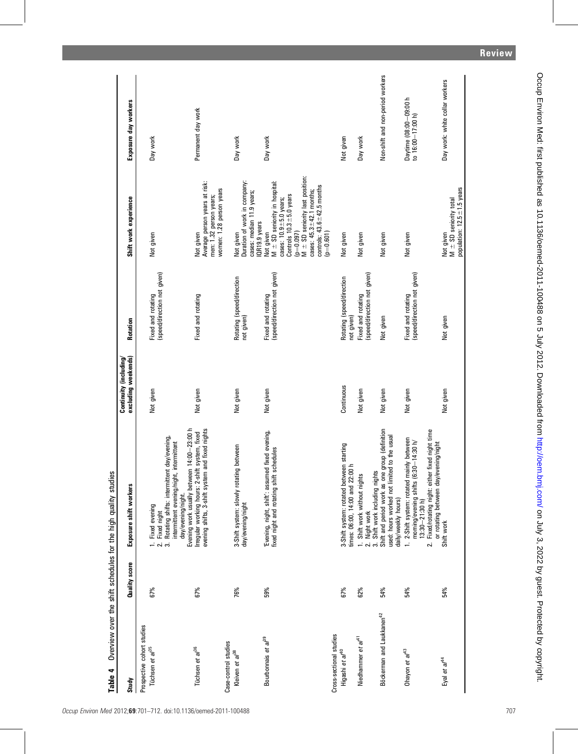**Table 4** Overview over the shift schedules for the high quality studies

| Study | Quality score | Exposure shift workers | Continuity (including/excluding weekends) | Rotation | Shift work experience | Exposure day workers |
|---|---|---|---|---|---|---|
| Prospective cohort studies | | | | | | |
| Tüchsen *et al*[35] | 67% | 1. Fixed evening<br>2. Fixed night<br>3. Rotating shifts: intermittent day/evening, intermittent evening/night, intermittent day/evening/night. | Not given | Fixed and rotating (speed/direction not given) | Not given | Day work |
| Tüchsen *et al*[36] | 67% | Evening work usually between 14:00–23:00 h Irregular working hours: 2-shift system, fixed evening shifts, 3-shift system and fixed nights | Not given | Fixed and rotating | Not given<br>Average person years at risk: men: 1.32 person years; women: 1.28 person years | Permanent day work |
| Case-control studies | | | | | | |
| Kleiven *et al*[38] | 76% | 3-Shift system: slowly rotating between day/evening/night | Not given | Rotating (speed/direction not given) | Not given<br>Duration of work in company: cases: median 11.9 years; IQR19.9 years | Day work |
| Bourbonnais *et al*[39] | 59% | 'Evening, night, shift': assumed fixed evening, fixed night and rotating shift schedules | Not given | Fixed and rotating (speed/direction not given) | Not given<br>M ± SD seniority in hospital: cases: 10.9±5.0 years; Controls 10.3±5.0 years (p=0.097)<br>M ± SD seniority last position: cases: 45.3±42.1 months; controls: 43.6±42.5 months (p=0.601) | Day work |
| Cross-sectional studies | | | | | | |
| Higashi *et al*[40] | 67% | 3-Shift system: rotated between starting times: 06:00, 14:00 and 22:00 h | Continuous | Rotating (speed/direction not given) | Not given | Not given |
| Niedhammer *et al*[41] | 62% | 1. Shift work without nights<br>2. Night work<br>3. Shift work including nights | Not given | Fixed and rotating (speed/direction not given) | Not given | Day work |
| Böckerman and Laukkanen[42] | 54% | Shift and period work as one group (definition used: hours worked not limited to the usual daily/weekly hours) | Not given | Not given | Not given | Non-shift and non-period workers |
| Ohayon *et al*[43] | 54% | 1. 2-Shift system: rotated mainly between morning/evening shifts (6:30–14:30 h/ 13:30–21:30 h)<br>2. Fixed/rotating night: either fixed night time or rotating between day/evening/night | Not given | Fixed and rotating (speed/direction not given) | Not given | Daytime (08:00–09:00 h to 16:00–17:00 h) |
| Eyal *et al*[44] | 54% | Shift work | Not given | Not given | Not given<br>M ± SD seniority total population: 12.5±1.5 years | Day work: white collar workers |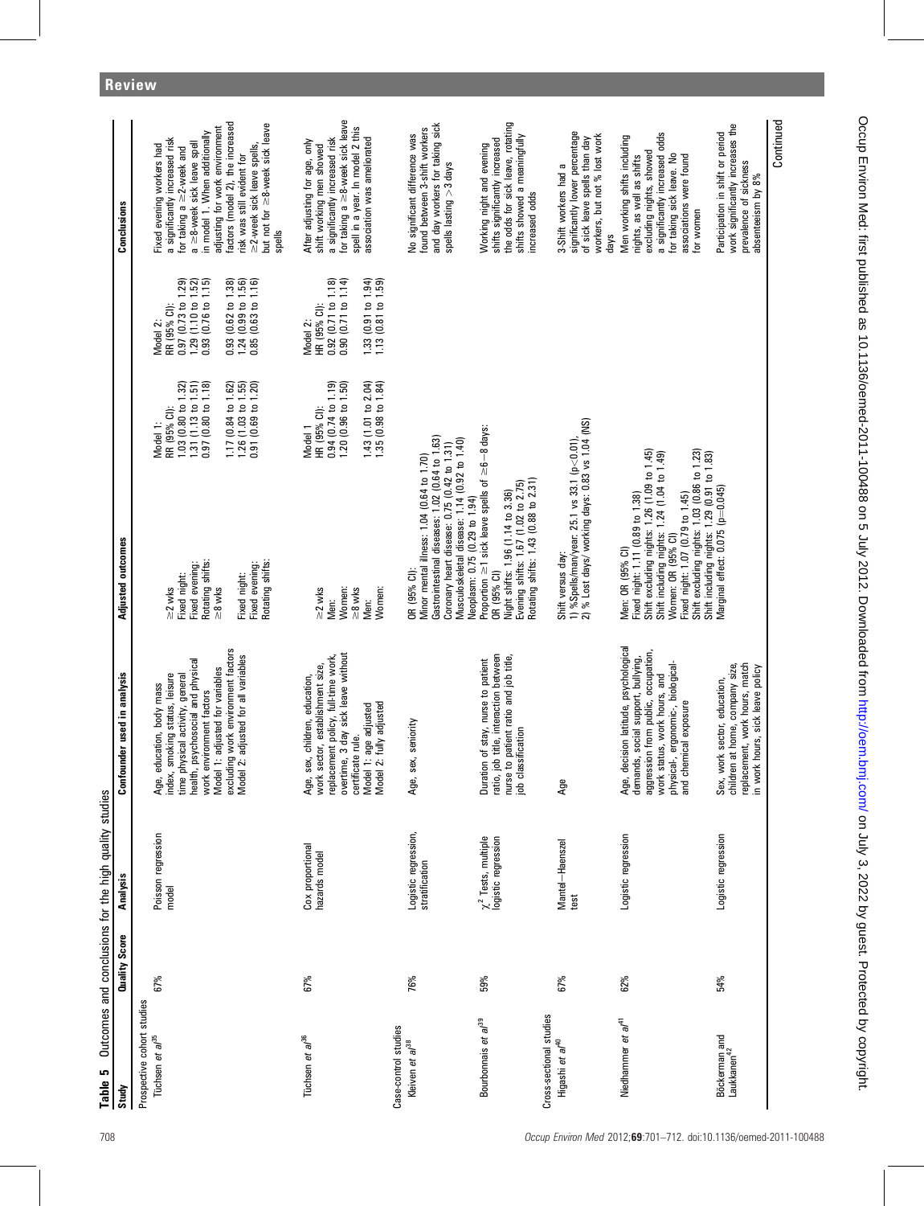**Table 5** Outcomes and conclusions for the high quality studies

| Study | Quality Score | Analysis | Confounder used in analysis | Adjusted outcomes | | | Conclusions |
|---|---|---|---|---|---|---|---|
| **Prospective cohort studies** | | | | | | | |
| Tüchsen *et al*[35] | 67% | Poisson regression model | Age, education, body mass index, smoking status, leisure time physical activity, general health, psychosocial and physical work environment factors<br>Model 1: adjusted for variables excluding work environment factors<br>Model 2: adjusted for all variables | ≥2 wks<br>Fixed night:<br>Fixed evening:<br>Rotating shifts:<br>≥8 wks<br>Fixed night:<br>Fixed evening:<br>Rotating shifts: | Model 1:<br>RR (95% CI):<br>1.03 (0.80 to 1.32)<br>1.31 (1.13 to 1.51)<br>0.97 (0.80 to 1.18)<br><br>1.17 (0.84 to 1.62)<br>1.26 (1.03 to 1.55)<br>0.91 (0.69 to 1.20) | Model 2:<br>RR (95% CI):<br>0.97 (0.73 to 1.29)<br>1.29 (1.10 to 1.52)<br>0.93 (0.76 to 1.15)<br><br>0.93 (0.62 to 1.38)<br>1.24 (0.99 to 1.56)<br>0.85 (0.63 to 1.16) | Fixed evening workers had a significantly increased risk for taking a ≥2-week and a ≥8-week sick leave spell in model 1. When additionally adjusting for work environment factors (model 2), the increased risk was still evident for ≥2-week sick leave spells, but not for ≥8-week sick leave spells |
| Tüchsen *et al*[36] | 67% | Cox proportional hazards model | Age, sex, children, education, work sector, establishment size, replacement policy, full-time work, overtime, 3 day sick leave without certificate rule.<br>Model 1: age adjusted<br>Model 2: fully adjusted | ≥2 wks<br>Men:<br>Women:<br>≥8 wks<br>Men:<br>Women: | Model 1<br>HR (95% CI):<br>0.94 (0.74 to 1.19)<br>1.20 (0.96 to 1.50)<br><br>1.43 (1.01 to 2.04)<br>1.35 (0.98 to 1.84) | Model 2:<br>HR (95% CI):<br>0.92 (0.71 to 1.18)<br>0.90 (0.71 to 1.14)<br><br>1.33 (0.91 to 1.94)<br>1.13 (0.81 to 1.59) | After adjusting for age, only shift working men showed a significantly increased risk for taking a ≥8-week sick leave spell in a year. In model 2 this association was ameliorated |
| **Case-control studies** | | | | | | | |
| Kleiven *et al*[38] | 76% | Logistic regression, stratification | Age, sex, seniority | OR (95% CI):<br>Minor mental illness: 1.04 (0.64 to 1.70)<br>Gastrointestinal diseases: 1.02 (0.64 to 1.63)<br>Coronary heart disease: 0.75 (0.42 to 1.31)<br>Musculoskeletal disease: 1.14 (0.92 to 1.40)<br>Neoplasm: 0.75 (0.29 to 1.94) | | | No significant difference was found between 3-shift workers and day workers for taking sick spells lasting >3 days |
| Bourbonnais *et al*[39] | 59% | $\chi^2$ Tests, multiple logistic regression | Duration of stay, nurse to patient ratio, job title, interaction between nurse to patient ratio and job title, job classification | Proportion ≥1 sick leave spells of ≥6–8 days:<br>OR (95% CI)<br>Night shifts: 1.96 (1.14 to 3.36)<br>Evening shifts: 1.67 (1.02 to 2.75)<br>Rotating shifts: 1.43 (0.88 to 2.31) | | | Working night and evening shifts significantly increased the odds for sick leave, rotating shifts showed a meaningfully increased odds |
| **Cross-sectional studies** | | | | | | | |
| Higashi *et al*[40] | 67% | Mantel–Haenszel test | Age | Shift versus day:<br>1) %Spells/man/year: 25.1 vs 33.1 ($p<0.01$).<br>2) % Lost days/ working days: 0.83 vs 1.04 (NS) | | | 3-Shift workers had a significantly lower percentage of sick leave spells than day workers, but not % lost work days |
| Niedhammer *et al*[41] | 62% | Logistic regression | Age, decision latitude, psychological demands, social support, bullying, aggression from public, occupation, work status, work hours, and physical-, ergonomic-, biological- and chemical exposure | Men: OR (95% CI)<br>Fixed night: 1.11 (0.89 to 1.38)<br>Shift excluding nights: 1.26 (1.09 to 1.45)<br>Shift including nights: 1.24 (1.04 to 1.49)<br>Women: OR (95% CI)<br>Fixed night: 1.07 (0.79 to 1.45)<br>Shift excluding nights: 1.03 (0.86 to 1.23)<br>Shift including nights: 1.29 (0.91 to 1.83) | | | Men working shifts including nights, as well as shifts excluding nights, showed a significantly increased odds for taking sick leave. No associations were found for women |
| Böckerman and Laukkanen[42] | 54% | Logistic regression | Sex, work sector, education, children at home, company size, replacement, work hours, match in work hours, sick leave policy | Marginal effect: 0.075 ($p=0.045$) | | | Participation in shift or period work significantly increases the prevalence of sickness absenteeism by 8% |

Continued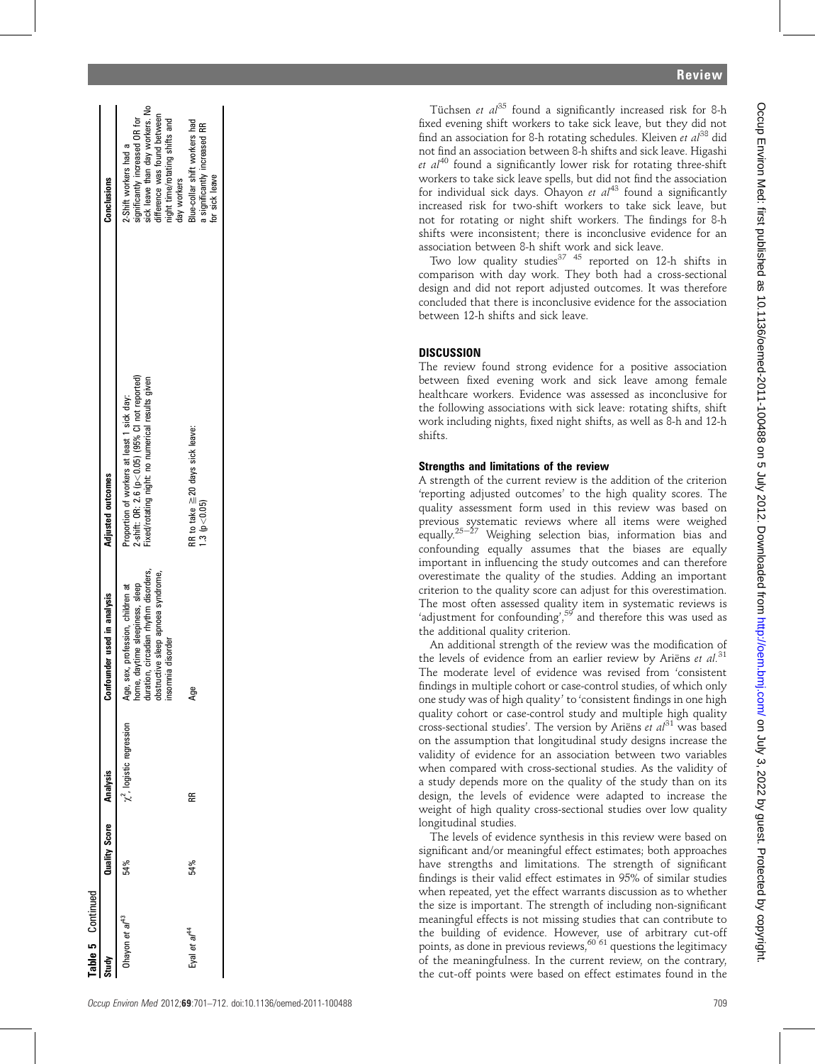**Table 5** Continued

| Study | Quality Score | Analysis | Confounder used in analysis | Adjusted outcomes | Conclusions |
|---|---|---|---|---|---|
| Ohayon *et al*[43] | 54% | $\chi^2$, logistic regression | Age, sex, profession, children at home, daytime sleepiness, sleep duration, circadian rhythm disorders, obstructive sleep apnoea syndrome, insomnia disorder | Proportion of workers at least 1 sick day: 2-shift: OR: 2.6 ($p<0.05$) (95% CI not reported) Fixed/rotating night: no numerical results given | 2-Shift workers had a significantly increased OR for sick leave than day workers. No difference was found between night time/rotating shifts and day workers |
| Eyal *et al*[44] | 54% | RR | Age | RR to take ≥20 days sick leave: 1.3 ($p<0.05$) | Blue-collar shift workers had a significantly increased RR for sick leave |

Tüchsen *et al*[35] found a significantly increased risk for 8-h fixed evening shift workers to take sick leave, but they did not find an association for 8-h rotating schedules. Kleiven *et al*[38] did not find an association between 8-h shifts and sick leave. Higashi *et al*[40] found a significantly lower risk for rotating three-shift workers to take sick leave spells, but did not find the association for individual sick days. Ohayon *et al*[43] found a significantly increased risk for two-shift workers to take sick leave, but not for rotating or night shift workers. The findings for 8-h shifts were inconsistent; there is inconclusive evidence for an association between 8-h shift work and sick leave.

Two low quality studies[37 45] reported on 12-h shifts in comparison with day work. They both had a cross-sectional design and did not report adjusted outcomes. It was therefore concluded that there is inconclusive evidence for the association between 12-h shifts and sick leave.

## DISCUSSION

The review found strong evidence for a positive association between fixed evening work and sick leave among female healthcare workers. Evidence was assessed as inconclusive for the following associations with sick leave: rotating shifts, shift work including nights, fixed night shifts, as well as 8-h and 12-h shifts.

### Strengths and limitations of the review

A strength of the current review is the addition of the criterion 'reporting adjusted outcomes' to the high quality scores. The quality assessment form used in this review was based on previous systematic reviews where all items were weighed equally.[25–27] Weighing selection bias, information bias and confounding equally assumes that the biases are equally important in influencing the study outcomes and can therefore overestimate the quality of the studies. Adding an important criterion to the quality score can adjust for this overestimation. The most often assessed quality item in systematic reviews is 'adjustment for confounding',[59] and therefore this was used as the additional quality criterion.

An additional strength of the review was the modification of the levels of evidence from an earlier review by Ariëns *et al*.[31] The moderate level of evidence was revised from 'consistent findings in multiple cohort or case-control studies, of which only one study was of high quality' to 'consistent findings in one high quality cohort or case-control study and multiple high quality cross-sectional studies'. The version by Ariëns *et al*[31] was based on the assumption that longitudinal study designs increase the validity of evidence for an association between two variables when compared with cross-sectional studies. As the validity of a study depends more on the quality of the study than on its design, the levels of evidence were adapted to increase the weight of high quality cross-sectional studies over low quality longitudinal studies.

The levels of evidence synthesis in this review were based on significant and/or meaningful effect estimates; both approaches have strengths and limitations. The strength of significant findings is their valid effect estimates in 95% of similar studies when repeated, yet the effect warrants discussion as to whether the size is important. The strength of including non-significant meaningful effects is not missing studies that can contribute to the building of evidence. However, use of arbitrary cut-off points, as done in previous reviews,[60 61] questions the legitimacy of the meaningfulness. In the current review, on the contrary, the cut-off points were based on effect estimates found in the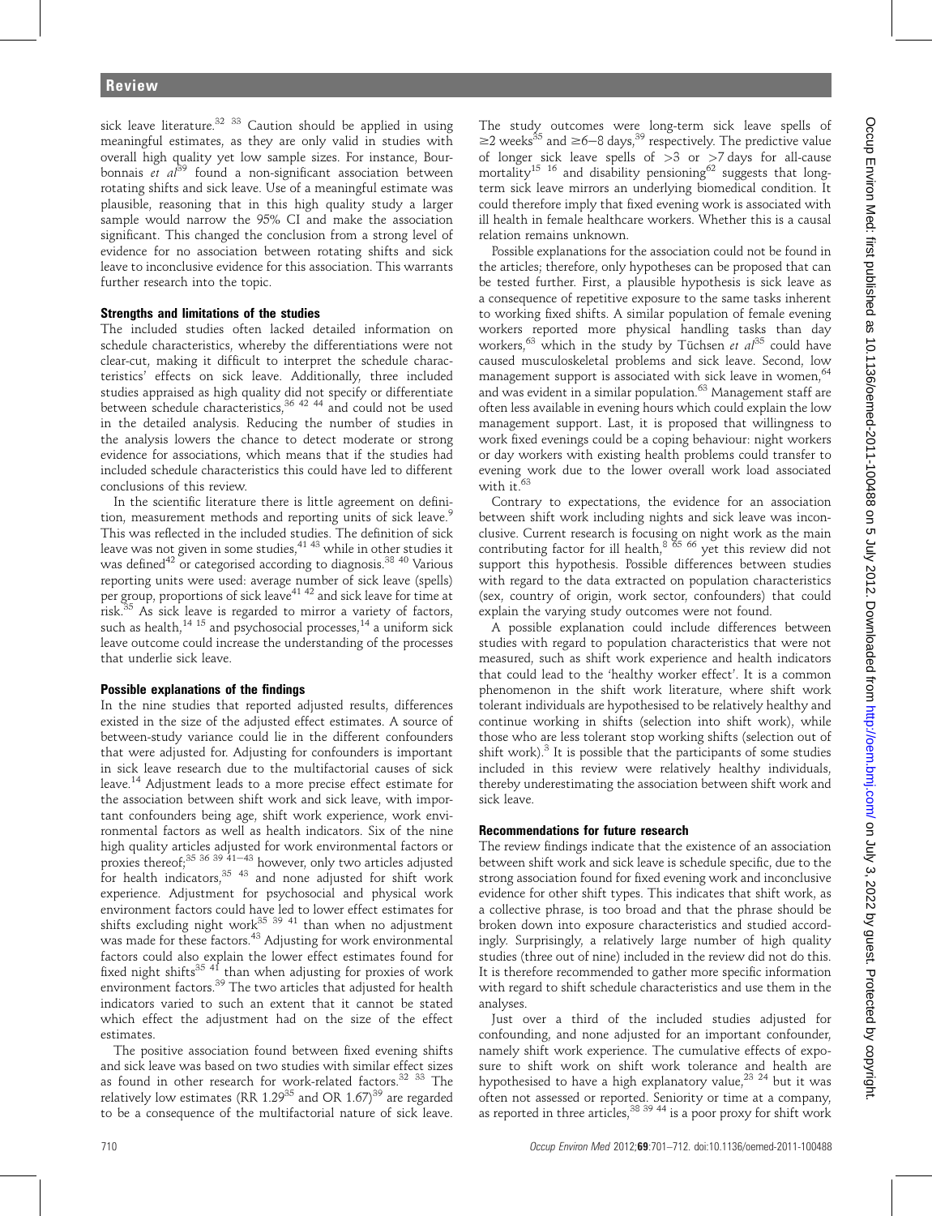sick leave literature.[32 33] Caution should be applied in using meaningful estimates, as they are only valid in studies with overall high quality yet low sample sizes. For instance, Bourbonnais *et al*[39] found a non-significant association between rotating shifts and sick leave. Use of a meaningful estimate was plausible, reasoning that in this high quality study a larger sample would narrow the 95% CI and make the association significant. This changed the conclusion from a strong level of evidence for no association between rotating shifts and sick leave to inconclusive evidence for this association. This warrants further research into the topic.

### Strengths and limitations of the studies

The included studies often lacked detailed information on schedule characteristics, whereby the differentiations were not clear-cut, making it difficult to interpret the schedule characteristics' effects on sick leave. Additionally, three included studies appraised as high quality did not specify or differentiate between schedule characteristics,[36 42 44] and could not be used in the detailed analysis. Reducing the number of studies in the analysis lowers the chance to detect moderate or strong evidence for associations, which means that if the studies had included schedule characteristics this could have led to different conclusions of this review.

In the scientific literature there is little agreement on definition, measurement methods and reporting units of sick leave.[9] This was reflected in the included studies. The definition of sick leave was not given in some studies,[41 43] while in other studies it was defined[42] or categorised according to diagnosis.[38 40] Various reporting units were used: average number of sick leave (spells) per group, proportions of sick leave[41 42] and sick leave for time at risk.[35] As sick leave is regarded to mirror a variety of factors, such as health,[14 15] and psychosocial processes,[14] a uniform sick leave outcome could increase the understanding of the processes that underlie sick leave.

### Possible explanations of the findings

In the nine studies that reported adjusted results, differences existed in the size of the adjusted effect estimates. A source of between-study variance could lie in the different confounders that were adjusted for. Adjusting for confounders is important in sick leave research due to the multifactorial causes of sick leave.[14] Adjustment leads to a more precise effect estimate for the association between shift work and sick leave, with important confounders being age, shift work experience, work environmental factors as well as health indicators. Six of the nine high quality articles adjusted for work environmental factors or proxies thereof;[35 36 39 41–43] however, only two articles adjusted for health indicators,[35 43] and none adjusted for shift work experience. Adjustment for psychosocial and physical work environment factors could have led to lower effect estimates for shifts excluding night work[35 39 41] than when no adjustment was made for these factors.[43] Adjusting for work environmental factors could also explain the lower effect estimates found for fixed night shifts[35 41] than when adjusting for proxies of work environment factors.[39] The two articles that adjusted for health indicators varied to such an extent that it cannot be stated which effect the adjustment had on the size of the effect estimates.

The positive association found between fixed evening shifts and sick leave was based on two studies with similar effect sizes as found in other research for work-related factors.[32 33] The relatively low estimates (RR 1.29[35] and OR 1.67)[39] are regarded to be a consequence of the multifactorial nature of sick leave. The study outcomes were long-term sick leave spells of ≥2 weeks[35] and ≥6–8 days,[39] respectively. The predictive value of longer sick leave spells of >3 or >7 days for all-cause mortality[15 16] and disability pensioning[62] suggests that long-term sick leave mirrors an underlying biomedical condition. It could therefore imply that fixed evening work is associated with ill health in female healthcare workers. Whether this is a causal relation remains unknown.

Possible explanations for the association could not be found in the articles; therefore, only hypotheses can be proposed that can be tested further. First, a plausible hypothesis is sick leave as a consequence of repetitive exposure to the same tasks inherent to working fixed shifts. A similar population of female evening workers reported more physical handling tasks than day workers,[63] which in the study by Tüchsen *et al*[35] could have caused musculoskeletal problems and sick leave. Second, low management support is associated with sick leave in women,[64] and was evident in a similar population.[63] Management staff are often less available in evening hours which could explain the low management support. Last, it is proposed that willingness to work fixed evenings could be a coping behaviour: night workers or day workers with existing health problems could transfer to evening work due to the lower overall work load associated with it.[63]

Contrary to expectations, the evidence for an association between shift work including nights and sick leave was inconclusive. Current research is focusing on night work as the main contributing factor for ill health,[8 65 66] yet this review did not support this hypothesis. Possible differences between studies with regard to the data extracted on population characteristics (sex, country of origin, work sector, confounders) that could explain the varying study outcomes were not found.

A possible explanation could include differences between studies with regard to population characteristics that were not measured, such as shift work experience and health indicators that could lead to the 'healthy worker effect'. It is a common phenomenon in the shift work literature, where shift work tolerant individuals are hypothesised to be relatively healthy and continue working in shifts (selection into shift work), while those who are less tolerant stop working shifts (selection out of shift work).[3] It is possible that the participants of some studies included in this review were relatively healthy individuals, thereby underestimating the association between shift work and sick leave.

### Recommendations for future research

The review findings indicate that the existence of an association between shift work and sick leave is schedule specific, due to the strong association found for fixed evening work and inconclusive evidence for other shift types. This indicates that shift work, as a collective phrase, is too broad and that the phrase should be broken down into exposure characteristics and studied accordingly. Surprisingly, a relatively large number of high quality studies (three out of nine) included in the review did not do this. It is therefore recommended to gather more specific information with regard to shift schedule characteristics and use them in the analyses.

Just over a third of the included studies adjusted for confounding, and none adjusted for an important confounder, namely shift work experience. The cumulative effects of exposure to shift work on shift work tolerance and health are hypothesised to have a high explanatory value,[23 24] but it was often not assessed or reported. Seniority or time at a company, as reported in three articles,[38 39 44] is a poor proxy for shift work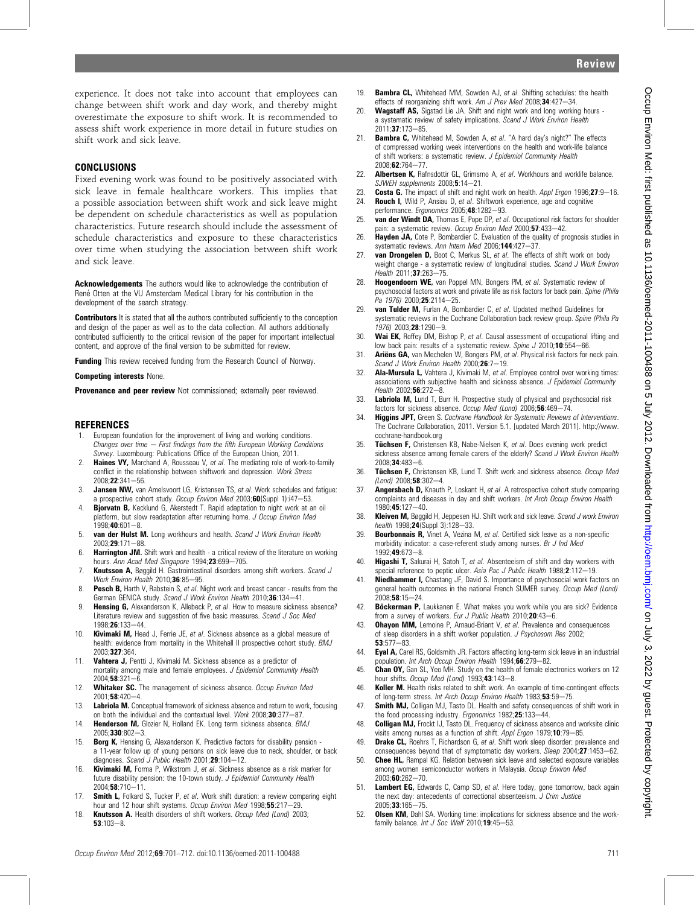experience. It does not take into account that employees can change between shift work and day work, and thereby might overestimate the exposure to shift work. It is recommended to assess shift work experience in more detail in future studies on shift work and sick leave.

## CONCLUSIONS

Fixed evening work was found to be positively associated with sick leave in female healthcare workers. This implies that a possible association between shift work and sick leave might be dependent on schedule characteristics as well as population characteristics. Future research should include the assessment of schedule characteristics and exposure to these characteristics over time when studying the association between shift work and sick leave.

**Acknowledgements** The authors would like to acknowledge the contribution of René Otten at the VU Amsterdam Medical Library for his contribution in the development of the search strategy.

**Contributors** It is stated that all the authors contributed sufficiently to the conception and design of the paper as well as to the data collection. All authors additionally contributed sufficiently to the critical revision of the paper for important intellectual content, and approve of the final version to be submitted for review.

**Funding** This review received funding from the Research Council of Norway.

**Competing interests** None.

**Provenance and peer review** Not commissioned; externally peer reviewed.

## REFERENCES

1. European foundation for the improvement of living and working conditions. *Changes over time — First findings from the fifth European Working Conditions Survey*. Luxembourg: Publications Office of the European Union, 2011.
2. **Haines VY,** Marchand A, Rousseau V, *et al*. The mediating role of work-to-family conflict in the relationship between shiftwork and depression. *Work Stress* 2008;**22**:341—56.
3. **Jansen NW,** van Amelsvoort LG, Kristensen TS, *et al*. Work schedules and fatigue: a prospective cohort study. *Occup Environ Med* 2003;**60**(Suppl 1):i47—53.
4. **Bjorvatn B,** Kecklund G, Akerstedt T. Rapid adaptation to night work at an oil platform, but slow readaptation after returning home. *J Occup Environ Med* 1998;**40**:601—8.
5. **van der Hulst M.** Long workhours and health. *Scand J Work Environ Health* 2003;**29**:171—88.
6. **Harrington JM.** Shift work and health - a critical review of the literature on working hours. *Ann Acad Med Singapore* 1994;**23**:699—705.
7. **Knutsson A,** Bøggild H. Gastrointestinal disorders among shift workers. *Scand J Work Environ Health* 2010;**36**:85—95.
8. **Pesch B,** Harth V, Rabstein S, *et al*. Night work and breast cancer - results from the German GENICA study. *Scand J Work Environ Health* 2010;**36**:134—41.
9. **Hensing G,** Alexanderson K, Allebeck P, *et al*. How to measure sickness absence? Literature review and suggestion of five basic measures. *Scand J Soc Med* 1998;**26**:133—44.
10. **Kivimaki M,** Head J, Ferrie JE, *et al*. Sickness absence as a global measure of health: evidence from mortality in the Whitehall II prospective cohort study. *BMJ* 2003;**327**:364.
11. **Vahtera J,** Pentti J, Kivimaki M. Sickness absence as a predictor of mortality among male and female employees. *J Epidemiol Community Health* 2004;**58**:321—6.
12. **Whitaker SC.** The management of sickness absence. *Occup Environ Med* 2001;**58**:420—4.
13. **Labriola M.** Conceptual framework of sickness absence and return to work, focusing on both the individual and the contextual level. *Work* 2008;**30**:377—87.
14. **Henderson M,** Glozier N, Holland EK. Long term sickness absence. *BMJ* 2005;**330**:802—3.
15. **Borg K,** Hensing G, Alexanderson K. Predictive factors for disability pension - a 11-year follow up of young persons on sick leave due to neck, shoulder, or back diagnoses. *Scand J Public Health* 2001;**29**:104—12.
16. **Kivimaki M,** Forma P, Wikstrom J, *et al*. Sickness absence as a risk marker for future disability pension: the 10-town study. *J Epidemiol Community Health* 2004;**58**:710—11.
17. **Smith L,** Folkard S, Tucker P, *et al*. Work shift duration: a review comparing eight hour and 12 hour shift systems. *Occup Environ Med* 1998;**55**:217—29.
18. **Knutsson A.** Health disorders of shift workers. *Occup Med (Lond)* 2003; **53**:103—8.
19. **Bambra CL,** Whitehead MM, Sowden AJ, *et al*. Shifting schedules: the health effects of reorganizing shift work. *Am J Prev Med* 2008;**34**:427—34.
20. **Wagstaff AS,** Sigstad Lie JA. Shift and night work and long working hours - a systematic review of safety implications. *Scand J Work Environ Health* 2011;**37**:173—85.
21. **Bambra C,** Whitehead M, Sowden A, *et al*. "A hard day's night?" The effects of compressed working week interventions on the health and work-life balance of shift workers: a systematic review. *J Epidemiol Community Health* 2008;**62**:764—77.
22. **Albertsen K,** Rafnsdottir GL, Grimsmo A, *et al*. Workhours and worklife balance. *SJWEH supplements* 2008;**5**:14—21.
23. **Costa G.** The impact of shift and night work on health. *Appl Ergon* 1996;**27**:9—16.
24. **Rouch I,** Wild P, Ansiau D, *et al*. Shiftwork experience, age and cognitive performance. *Ergonomics* 2005;**48**:1282—93.
25. **van der Windt DA,** Thomas E, Pope DP, *et al*. Occupational risk factors for shoulder pain: a systematic review. *Occup Environ Med* 2000;**57**:433—42.
26. **Hayden JA,** Cote P, Bombardier C. Evaluation of the quality of prognosis studies in systematic reviews. *Ann Intern Med* 2006;**144**:427—37.
27. **van Drongelen D,** Boot C, Merkus SL, *et al*. The effects of shift work on body weight change - a systematic review of longitudinal studies. *Scand J Work Environ Health* 2011;**37**:263—75.
28. **Hoogendoorn WE,** van Poppel MN, Bongers PM, *et al*. Systematic review of psychosocial factors at work and private life as risk factors for back pain. *Spine (Phila Pa 1976)* 2000;**25**:2114—25.
29. **van Tulder M,** Furlan A, Bombardier C, *et al*. Updated method Guidelines for systematic reviews in the Cochrane Collaboration back review group. *Spine (Phila Pa 1976)* 2003;**28**:1290—9.
30. **Wai EK,** Roffey DM, Bishop P, *et al*. Causal assessment of occupational lifting and low back pain: results of a systematic review. *Spine J* 2010;**10**:554—66.
31. **Ariëns GA,** van Mechelen W, Bongers PM, *et al*. Physical risk factors for neck pain. *Scand J Work Environ Health* 2000;**26**:7—19.
32. **Ala-Mursula L,** Vahtera J, Kivimaki M, *et al*. Employee control over working times: associations with subjective health and sickness absence. *J Epidemiol Community Health* 2002;**56**:272—8.
33. **Labriola M,** Lund T, Burr H. Prospective study of physical and psychosocial risk factors for sickness absence. *Occup Med (Lond)* 2006;**56**:469—74.
34. **Higgins JPT,** Green S. *Cochrane Handbook for Systematic Reviews of Interventions*. The Cochrane Collaboration, 2011. Version 5.1. [updated March 2011]. http://www.cochrane-handbook.org
35. **Tüchsen F,** Christensen KB, Nabe-Nielsen K, *et al*. Does evening work predict sickness absence among female carers of the elderly? *Scand J Work Environ Health* 2008;**34**:483—6.
36. **Tüchsen F,** Christensen KB, Lund T. Shift work and sickness absence. *Occup Med (Lond)* 2008;**58**:302—4.
37. **Angersbach D,** Knauth P, Loskant H, *et al*. A retrospective cohort study comparing complaints and diseases in day and shift workers. *Int Arch Occup Environ Health* 1980;**45**:127—40.
38. **Kleiven M,** Bøggild H, Jeppesen HJ. Shift work and sick leave. *Scand J work Environ health* 1998;**24**(Suppl 3):128—33.
39. **Bourbonnais R,** Vinet A, Vezina M, *et al*. Certified sick leave as a non-specific morbidity indicator: a case-referent study among nurses. *Br J Ind Med* 1992;**49**:673—8.
40. **Higashi T,** Sakurai H, Satoh T, *et al*. Absenteeism of shift and day workers with special reference to peptic ulcer. *Asia Pac J Public Health* 1988;**2**:112—19.
41. **Niedhammer I,** Chastang JF, David S. Importance of psychosocial work factors on general health outcomes in the national French SUMER survey. *Occup Med (Lond)* 2008;**58**:15—24.
42. **Böckerman P,** Laukkanen E. What makes you work while you are sick? Evidence from a survey of workers. *Eur J Public Health* 2010;**20**:43—6.
43. **Ohayon MM,** Lemoine P, Arnaud-Briant V, *et al*. Prevalence and consequences of sleep disorders in a shift worker population. *J Psychosom Res* 2002; **53**:577—83.
44. **Eyal A,** Carel RS, Goldsmith JR. Factors affecting long-term sick leave in an industrial population. *Int Arch Occup Environ Health* 1994;**66**:279—82.
45. **Chan OY,** Gan SL, Yeo MH. Study on the health of female electronics workers on 12 hour shifts. *Occup Med (Lond)* 1993;**43**:143—8.
46. **Koller M.** Health risks related to shift work. An example of time-contingent effects of long-term stress. *Int Arch Occup Environ Health* 1983;**53**:59—75.
47. **Smith MJ,** Colligan MJ, Tasto DL. Health and safety consequences of shift work in the food processing industry. *Ergonomics* 1982;**25**:133—44.
48. **Colligan MJ,** Frockt IJ, Tasto DL. Frequency of sickness absence and worksite clinic visits among nurses as a function of shift. *Appl Ergon* 1979;**10**:79—85.
49. **Drake CL,** Roehrs T, Richardson G, *et al*. Shift work sleep disorder: prevalence and consequences beyond that of symptomatic day workers. *Sleep* 2004;**27**:1453—62.
50. **Chee HL,** Rampal KG. Relation between sick leave and selected exposure variables among women semiconductor workers in Malaysia. *Occup Environ Med* 2003;**60**:262—70.
51. **Lambert EG,** Edwards C, Camp SD, *et al*. Here today, gone tomorrow, back again the next day: antecedents of correctional absenteeism. *J Crim Justice* 2005;**33**:165—75.
52. **Olsen KM,** Dahl SA. Working time: implications for sickness absence and the work-family balance. *Int J Soc Welf* 2010;**19**:45—53.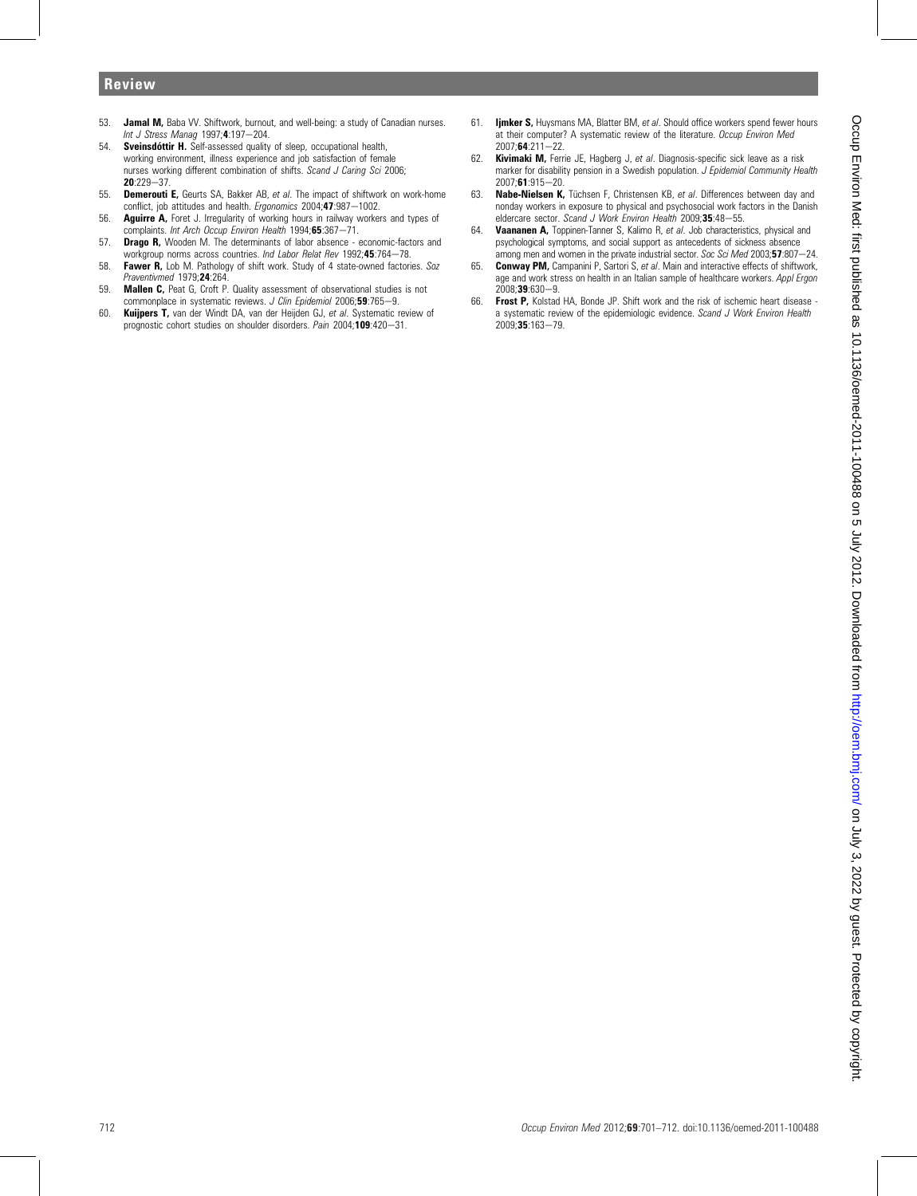53. **Jamal M,** Baba VV. Shiftwork, burnout, and well-being: a study of Canadian nurses. *Int J Stress Manag* 1997;**4**:197–204.
54. **Sveinsdóttir H.** Self-assessed quality of sleep, occupational health, working environment, illness experience and job satisfaction of female nurses working different combination of shifts. *Scand J Caring Sci* 2006; **20**:229–37.
55. **Demerouti E,** Geurts SA, Bakker AB, *et al*. The impact of shiftwork on work-home conflict, job attitudes and health. *Ergonomics* 2004;**47**:987–1002.
56. **Aguirre A,** Foret J. Irregularity of working hours in railway workers and types of complaints. *Int Arch Occup Environ Health* 1994;**65**:367–71.
57. **Drago R,** Wooden M. The determinants of labor absence - economic-factors and workgroup norms across countries. *Ind Labor Relat Rev* 1992;**45**:764–78.
58. **Fawer R,** Lob M. Pathology of shift work. Study of 4 state-owned factories. *Soz Praventivmed* 1979;**24**:264.
59. **Mallen C,** Peat G, Croft P. Quality assessment of observational studies is not commonplace in systematic reviews. *J Clin Epidemiol* 2006;**59**:765–9.
60. **Kuijpers T,** van der Windt DA, van der Heijden GJ, *et al*. Systematic review of prognostic cohort studies on shoulder disorders. *Pain* 2004;**109**:420–31.
61. **Ijmker S,** Huysmans MA, Blatter BM, *et al*. Should office workers spend fewer hours at their computer? A systematic review of the literature. *Occup Environ Med* 2007;**64**:211–22.
62. **Kivimaki M,** Ferrie JE, Hagberg J, *et al*. Diagnosis-specific sick leave as a risk marker for disability pension in a Swedish population. *J Epidemiol Community Health* 2007;**61**:915–20.
63. **Nabe-Nielsen K,** Tüchsen F, Christensen KB, *et al*. Differences between day and nonday workers in exposure to physical and psychosocial work factors in the Danish eldercare sector. *Scand J Work Environ Health* 2009;**35**:48–55.
64. **Vaananen A,** Toppinen-Tanner S, Kalimo R, *et al*. Job characteristics, physical and psychological symptoms, and social support as antecedents of sickness absence among men and women in the private industrial sector. *Soc Sci Med* 2003;**57**:807–24.
65. **Conway PM,** Campanini P, Sartori S, *et al*. Main and interactive effects of shiftwork, age and work stress on health in an Italian sample of healthcare workers. *Appl Ergon* 2008;**39**:630–9.
66. **Frost P,** Kolstad HA, Bonde JP. Shift work and the risk of ischemic heart disease - a systematic review of the epidemiologic evidence. *Scand J Work Environ Health* 2009;**35**:163–79.